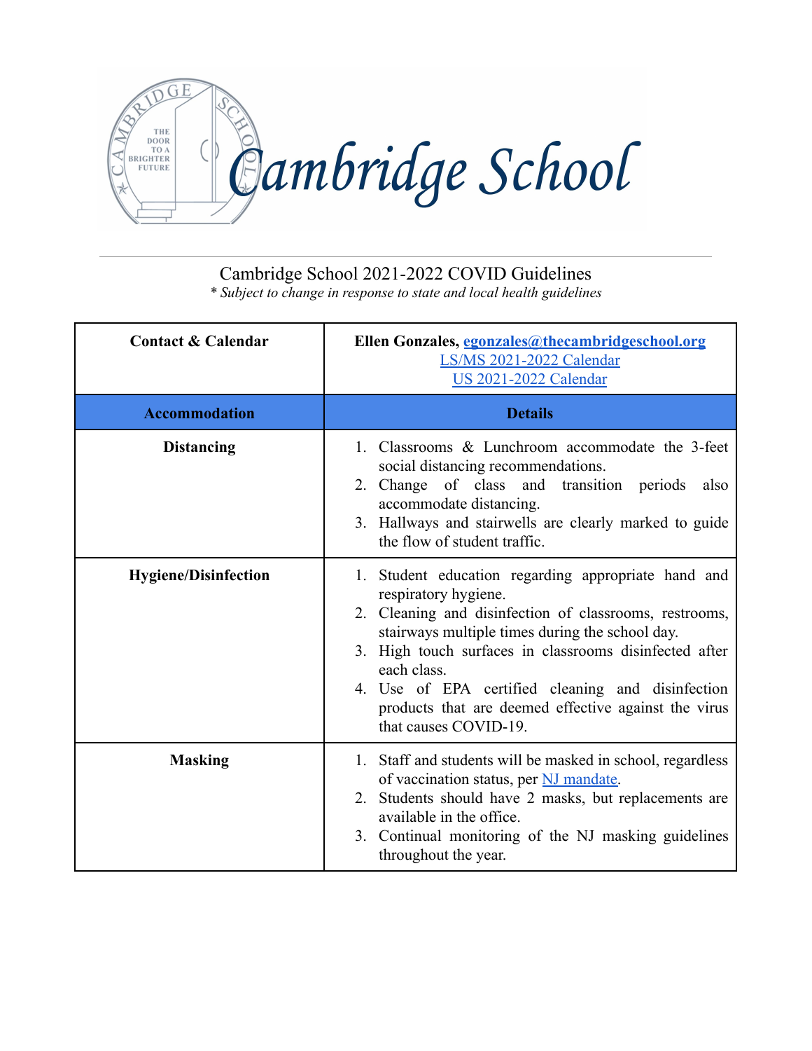# Cambridge School

Cambridge School 2021-2022 COVID Guidelines

*\* Subject to change in response to state and local health guidelines*

| **Contact & Calendar** | **Ellen Gonzales, egonzales@thecambridgeschool.org**<br>LS/MS 2021-2022 Calendar<br>US 2021-2022 Calendar |
|---|---|
| **Accommodation** | **Details** |
| **Distancing** | 1. Classrooms & Lunchroom accommodate the 3-feet social distancing recommendations.<br>2. Change of class and transition periods also accommodate distancing.<br>3. Hallways and stairwells are clearly marked to guide the flow of student traffic. |
| **Hygiene/Disinfection** | 1. Student education regarding appropriate hand and respiratory hygiene.<br>2. Cleaning and disinfection of classrooms, restrooms, stairways multiple times during the school day.<br>3. High touch surfaces in classrooms disinfected after each class.<br>4. Use of EPA certified cleaning and disinfection products that are deemed effective against the virus that causes COVID-19. |
| **Masking** | 1. Staff and students will be masked in school, regardless of vaccination status, per NJ mandate.<br>2. Students should have 2 masks, but replacements are available in the office.<br>3. Continual monitoring of the NJ masking guidelines throughout the year. |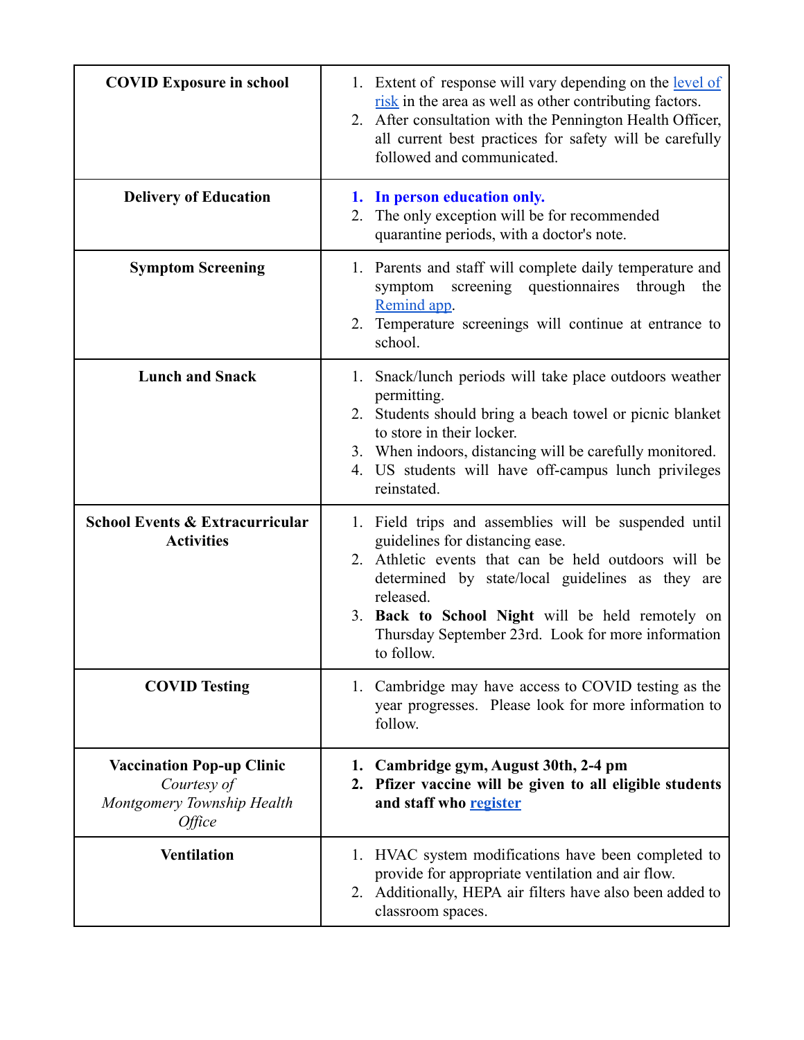| | |
|---|---|
| **COVID Exposure in school** | 1. Extent of response will vary depending on the [level of risk](#) in the area as well as other contributing factors.<br>2. After consultation with the Pennington Health Officer, all current best practices for safety will be carefully followed and communicated. |
| **Delivery of Education** | **1. In person education only.**<br>2. The only exception will be for recommended quarantine periods, with a doctor's note. |
| **Symptom Screening** | 1. Parents and staff will complete daily temperature and symptom screening questionnaires through the [Remind app](#).<br>2. Temperature screenings will continue at entrance to school. |
| **Lunch and Snack** | 1. Snack/lunch periods will take place outdoors weather permitting.<br>2. Students should bring a beach towel or picnic blanket to store in their locker.<br>3. When indoors, distancing will be carefully monitored.<br>4. US students will have off-campus lunch privileges reinstated. |
| **School Events & Extracurricular Activities** | 1. Field trips and assemblies will be suspended until guidelines for distancing ease.<br>2. Athletic events that can be held outdoors will be determined by state/local guidelines as they are released.<br>3. **Back to School Night** will be held remotely on Thursday September 23rd. Look for more information to follow. |
| **COVID Testing** | 1. Cambridge may have access to COVID testing as the year progresses. Please look for more information to follow. |
| **Vaccination Pop-up Clinic**<br>*Courtesy of Montgomery Township Health Office* | **1. Cambridge gym, August 30th, 2-4 pm**<br>**2. Pfizer vaccine will be given to all eligible students and staff who [register](#)** |
| **Ventilation** | 1. HVAC system modifications have been completed to provide for appropriate ventilation and air flow.<br>2. Additionally, HEPA air filters have also been added to classroom spaces. |